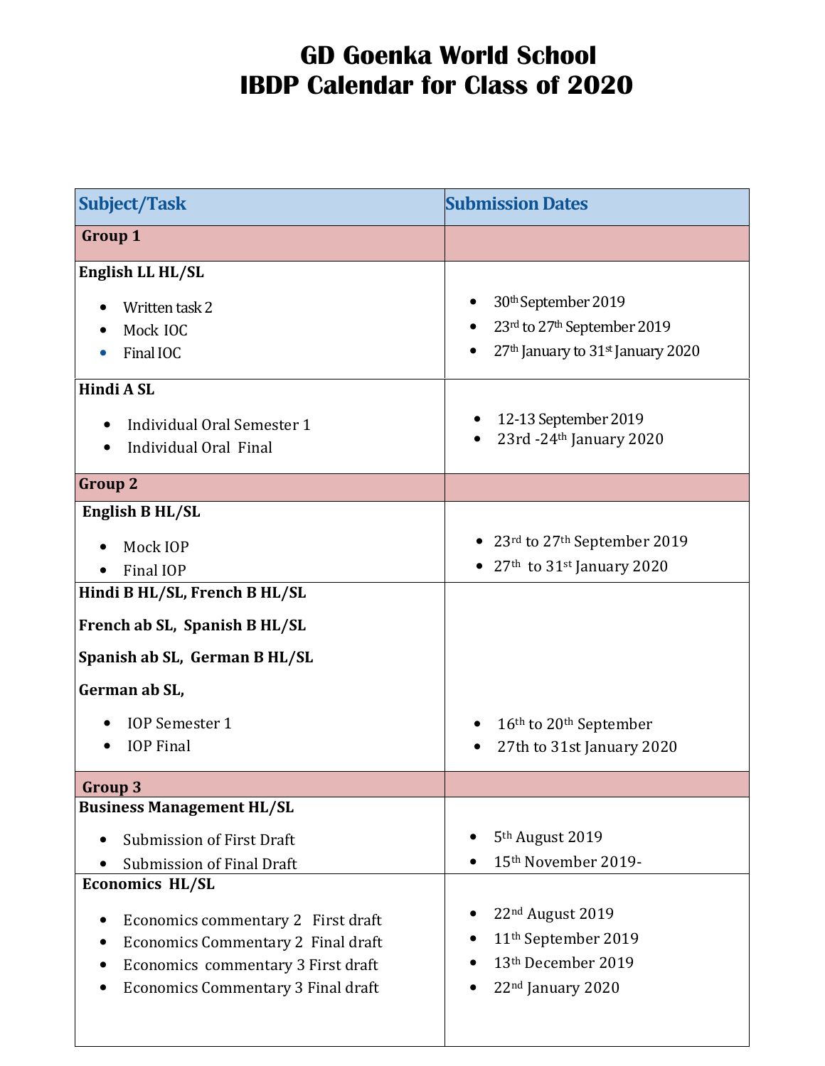# GD Goenka World School
# IBDP Calendar for Class of 2020

| Subject/Task | Submission Dates |
|---|---|
| **Group 1** | |
| **English LL HL/SL**<br>• Written task 2<br>• Mock IOC<br>• Final IOC | • 30th September 2019<br>• 23rd to 27th September 2019<br>• 27th January to 31st January 2020 |
| **Hindi A SL**<br>• Individual Oral Semester 1<br>• Individual Oral Final | • 12-13 September 2019<br>• 23rd -24th January 2020 |
| **Group 2** | |
| **English B HL/SL**<br>• Mock IOP<br>• Final IOP | • 23rd to 27th September 2019<br>• 27th to 31st January 2020 |
| **Hindi B HL/SL, French B HL/SL**<br>**French ab SL, Spanish B HL/SL**<br>**Spanish ab SL, German B HL/SL**<br>**German ab SL,**<br>• IOP Semester 1<br>• IOP Final | • 16th to 20th September<br>• 27th to 31st January 2020 |
| **Group 3** | |
| **Business Management HL/SL**<br>• Submission of First Draft<br>• Submission of Final Draft | • 5th August 2019<br>• 15th November 2019- |
| **Economics HL/SL**<br>• Economics commentary 2 First draft<br>• Economics Commentary 2 Final draft<br>• Economics commentary 3 First draft<br>• Economics Commentary 3 Final draft | • 22nd August 2019<br>• 11th September 2019<br>• 13th December 2019<br>• 22nd January 2020 |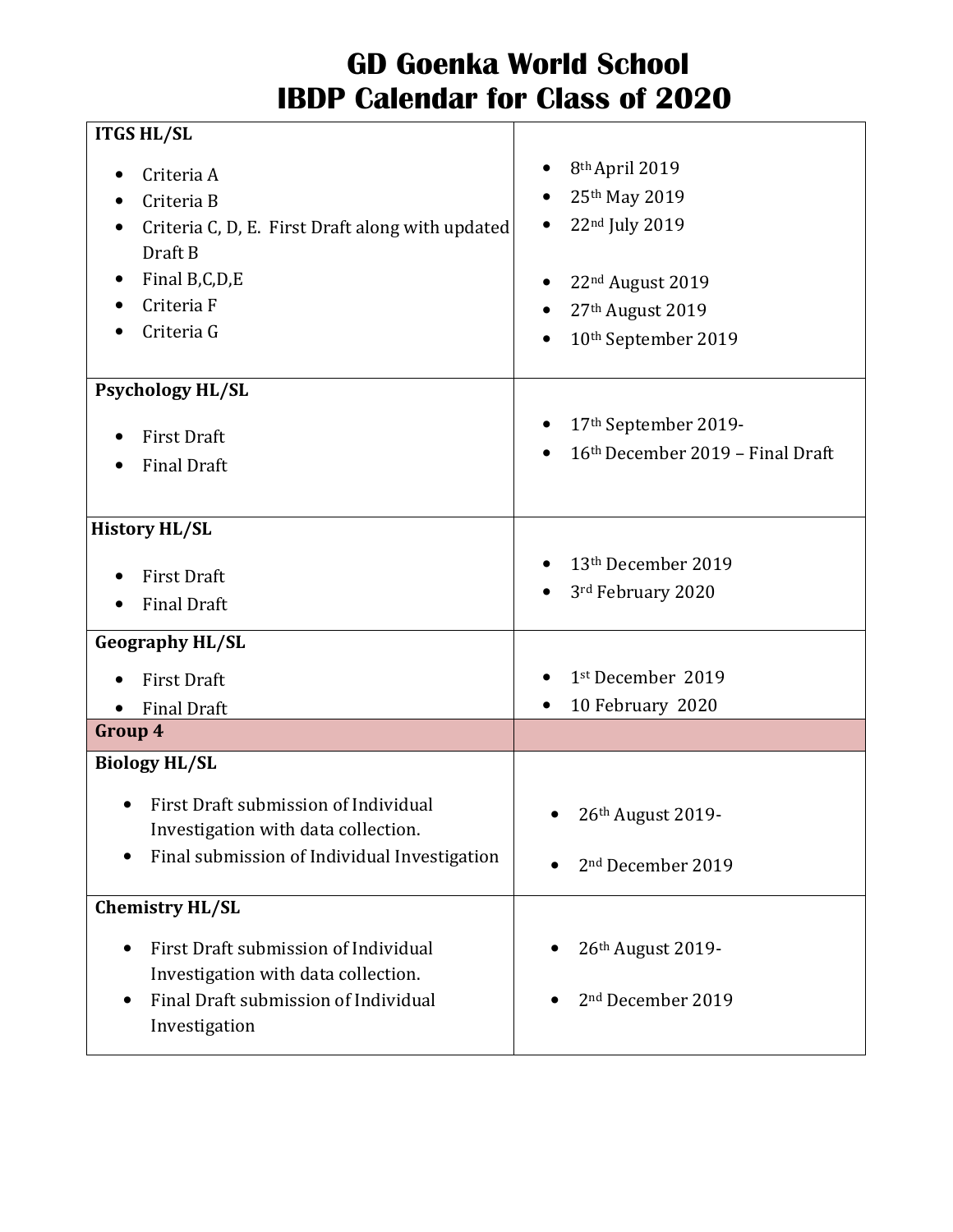# GD Goenka World School
# IBDP Calendar for Class of 2020

| | |
|---|---|
| **ITGS HL/SL**<br>• Criteria A<br>• Criteria B<br>• Criteria C, D, E. First Draft along with updated Draft B<br>• Final B,C,D,E<br>• Criteria F<br>• Criteria G | • 8th April 2019<br>• 25th May 2019<br>• 22nd July 2019<br>• 22nd August 2019<br>• 27th August 2019<br>• 10th September 2019 |
| **Psychology HL/SL**<br>• First Draft<br>• Final Draft | • 17th September 2019-<br>• 16th December 2019 – Final Draft |
| **History HL/SL**<br>• First Draft<br>• Final Draft | • 13th December 2019<br>• 3rd February 2020 |
| **Geography HL/SL**<br>• First Draft<br>• Final Draft | • 1st December 2019<br>• 10 February 2020 |
| **Group 4** | |
| **Biology HL/SL**<br>• First Draft submission of Individual Investigation with data collection.<br>• Final submission of Individual Investigation | • 26th August 2019-<br>• 2nd December 2019 |
| **Chemistry HL/SL**<br>• First Draft submission of Individual Investigation with data collection.<br>• Final Draft submission of Individual Investigation | • 26th August 2019-<br>• 2nd December 2019 |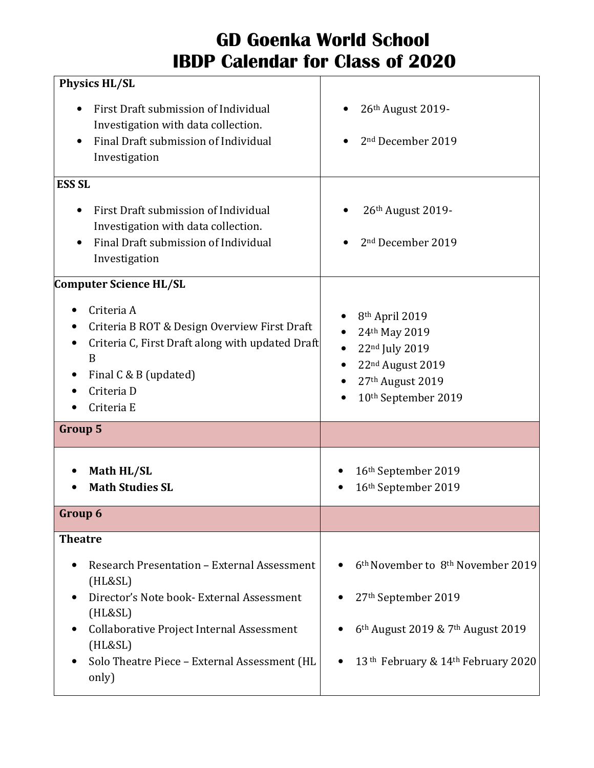# GD Goenka World School
# IBDP Calendar for Class of 2020

| | |
|---|---|
| **Physics HL/SL**<br>• First Draft submission of Individual Investigation with data collection.<br>• Final Draft submission of Individual Investigation | • 26th August 2019-<br>• 2nd December 2019 |
| **ESS SL**<br>• First Draft submission of Individual Investigation with data collection.<br>• Final Draft submission of Individual Investigation | • 26th August 2019-<br>• 2nd December 2019 |
| **Computer Science HL/SL**<br>• Criteria A<br>• Criteria B ROT & Design Overview First Draft<br>• Criteria C, First Draft along with updated Draft B<br>• Final C & B (updated)<br>• Criteria D<br>• Criteria E | • 8th April 2019<br>• 24th May 2019<br>• 22nd July 2019<br>• 22nd August 2019<br>• 27th August 2019<br>• 10th September 2019 |
| **Group 5** | |
| • **Math HL/SL**<br>• **Math Studies SL** | • 16th September 2019<br>• 16th September 2019 |
| **Group 6** | |
| **Theatre**<br>• Research Presentation – External Assessment (HL&SL)<br>• Director's Note book- External Assessment (HL&SL)<br>• Collaborative Project Internal Assessment (HL&SL)<br>• Solo Theatre Piece – External Assessment (HL only) | • 6th November to 8th November 2019<br>• 27th September 2019<br>• 6th August 2019 & 7th August 2019<br>• 13th February & 14th February 2020 |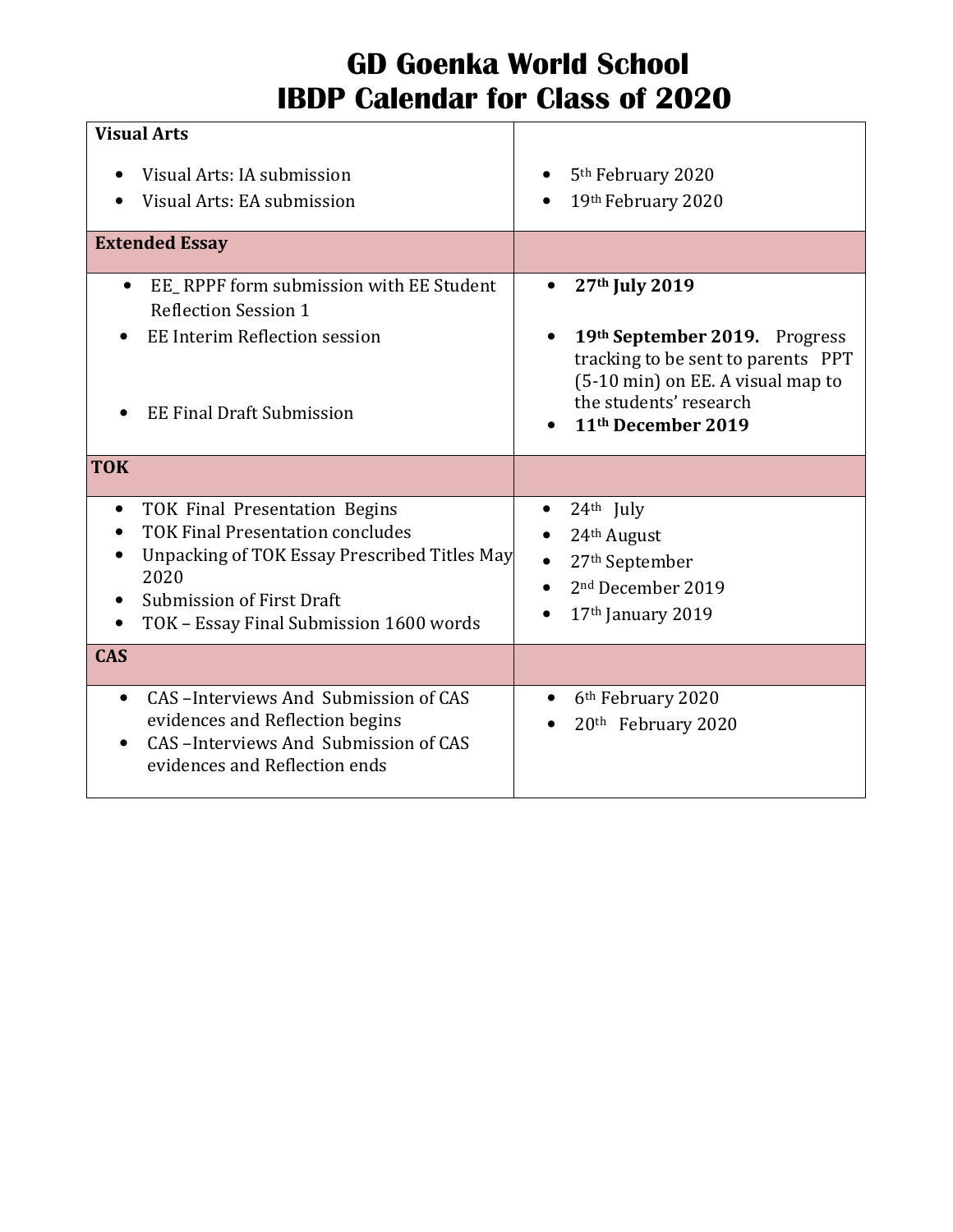# GD Goenka World School
# IBDP Calendar for Class of 2020

| | |
|---|---|
| **Visual Arts** | |
| • Visual Arts: IA submission<br>• Visual Arts: EA submission | • 5th February 2020<br>• 19th February 2020 |
| **Extended Essay** | |
| • EE_ RPPF form submission with EE Student Reflection Session 1<br>• EE Interim Reflection session<br>• EE Final Draft Submission | • **27th July 2019**<br>• **19th September 2019.** Progress tracking to be sent to parents PPT (5-10 min) on EE. A visual map to the students' research<br>• **11th December 2019** |
| **TOK** | |
| • TOK Final Presentation Begins<br>• TOK Final Presentation concludes<br>• Unpacking of TOK Essay Prescribed Titles May 2020<br>• Submission of First Draft<br>• TOK – Essay Final Submission 1600 words | • 24th July<br>• 24th August<br>• 27th September<br>• 2nd December 2019<br>• 17th January 2019 |
| **CAS** | |
| • CAS –Interviews And Submission of CAS evidences and Reflection begins<br>• CAS –Interviews And Submission of CAS evidences and Reflection ends | • 6th February 2020<br>• 20th February 2020 |